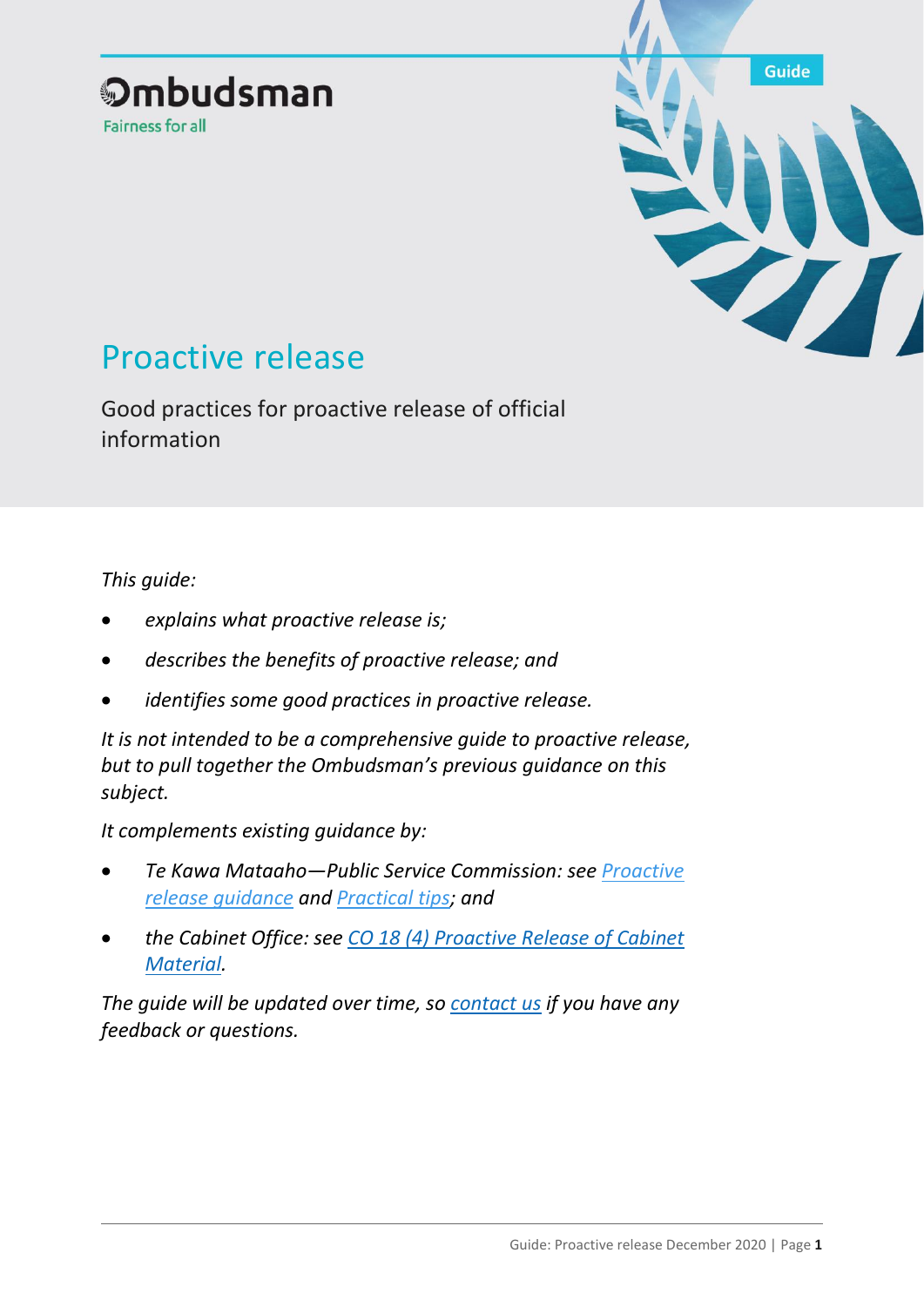Ombudsman

Fairness for all

Guide

# Proactive release

Good practices for proactive release of official information

*This guide:*

- *explains what proactive release is;*
- *describes the benefits of proactive release; and*
- *identifies some good practices in proactive release.*

*It is not intended to be a comprehensive guide to proactive release, but to pull together the Ombudsman's previous guidance on this subject.*

*It complements existing guidance by:*

- *Te Kawa Mataaho—Public Service Commission: see Proactive release guidance and Practical tips; and*
- *the Cabinet Office: see CO 18 (4) Proactive Release of Cabinet Material.*

*The guide will be updated over time, so contact us if you have any feedback or questions.*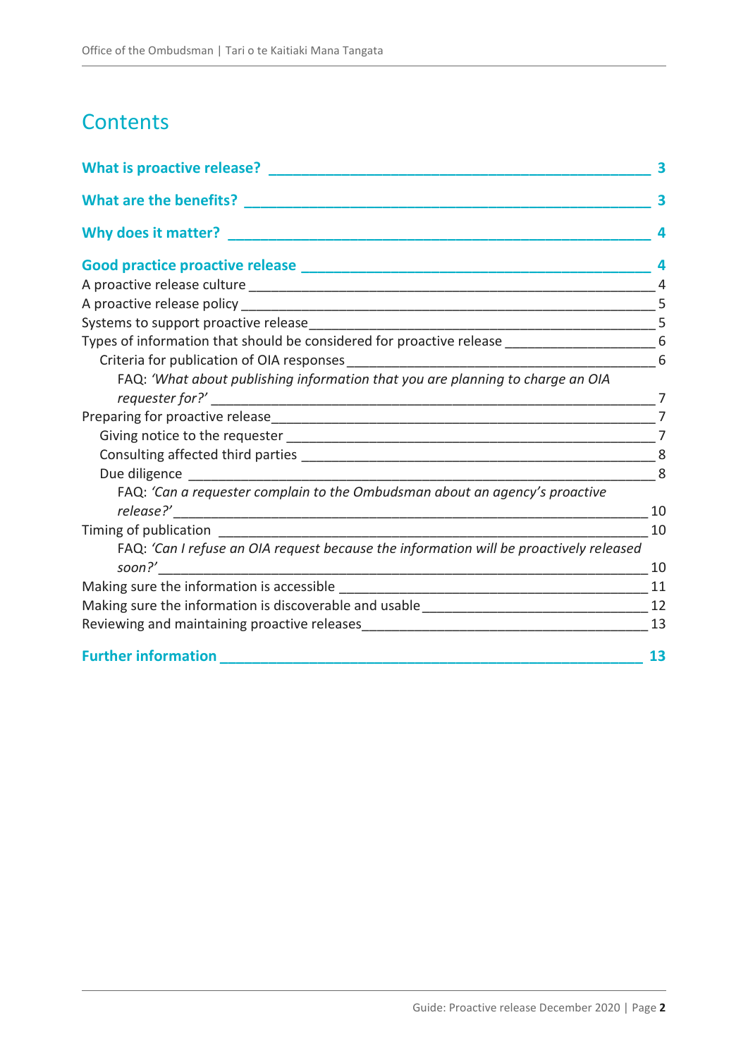# Contents

**What is proactive release?** 3

**What are the benefits?** 3

**Why does it matter?** 4

**Good practice proactive release** 4

- A proactive release culture 4
- A proactive release policy 5
- Systems to support proactive release 5
- Types of information that should be considered for proactive release 6
  - Criteria for publication of OIA responses 6
    - FAQ: *'What about publishing information that you are planning to charge an OIA requester for?'* 7
- Preparing for proactive release 7
  - Giving notice to the requester 7
  - Consulting affected third parties 8
  - Due diligence 8
    - FAQ: *'Can a requester complain to the Ombudsman about an agency's proactive release?'* 10
- Timing of publication 10
  - FAQ: *'Can I refuse an OIA request because the information will be proactively released soon?'* 10
- Making sure the information is accessible 11
- Making sure the information is discoverable and usable 12
- Reviewing and maintaining proactive releases 13

**Further information** 13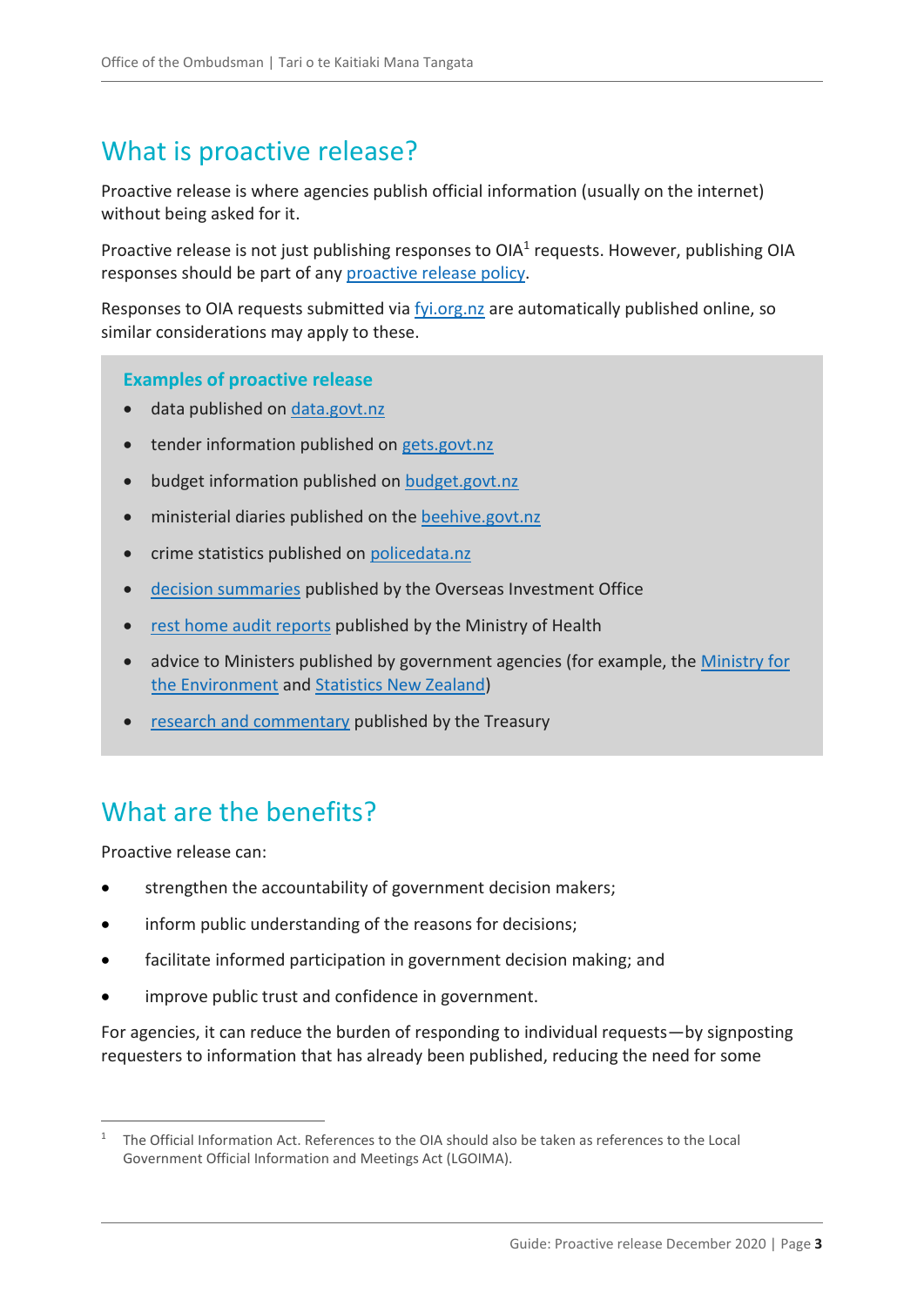## What is proactive release?

Proactive release is where agencies publish official information (usually on the internet) without being asked for it.

Proactive release is not just publishing responses to OIA[1] requests. However, publishing OIA responses should be part of any proactive release policy.

Responses to OIA requests submitted via fyi.org.nz are automatically published online, so similar considerations may apply to these.

### Examples of proactive release

- data published on data.govt.nz
- tender information published on gets.govt.nz
- budget information published on budget.govt.nz
- ministerial diaries published on the beehive.govt.nz
- crime statistics published on policedata.nz
- decision summaries published by the Overseas Investment Office
- rest home audit reports published by the Ministry of Health
- advice to Ministers published by government agencies (for example, the Ministry for the Environment and Statistics New Zealand)
- research and commentary published by the Treasury

## What are the benefits?

Proactive release can:

- strengthen the accountability of government decision makers;
- inform public understanding of the reasons for decisions;
- facilitate informed participation in government decision making; and
- improve public trust and confidence in government.

For agencies, it can reduce the burden of responding to individual requests—by signposting requesters to information that has already been published, reducing the need for some

[1] The Official Information Act. References to the OIA should also be taken as references to the Local Government Official Information and Meetings Act (LGOIMA).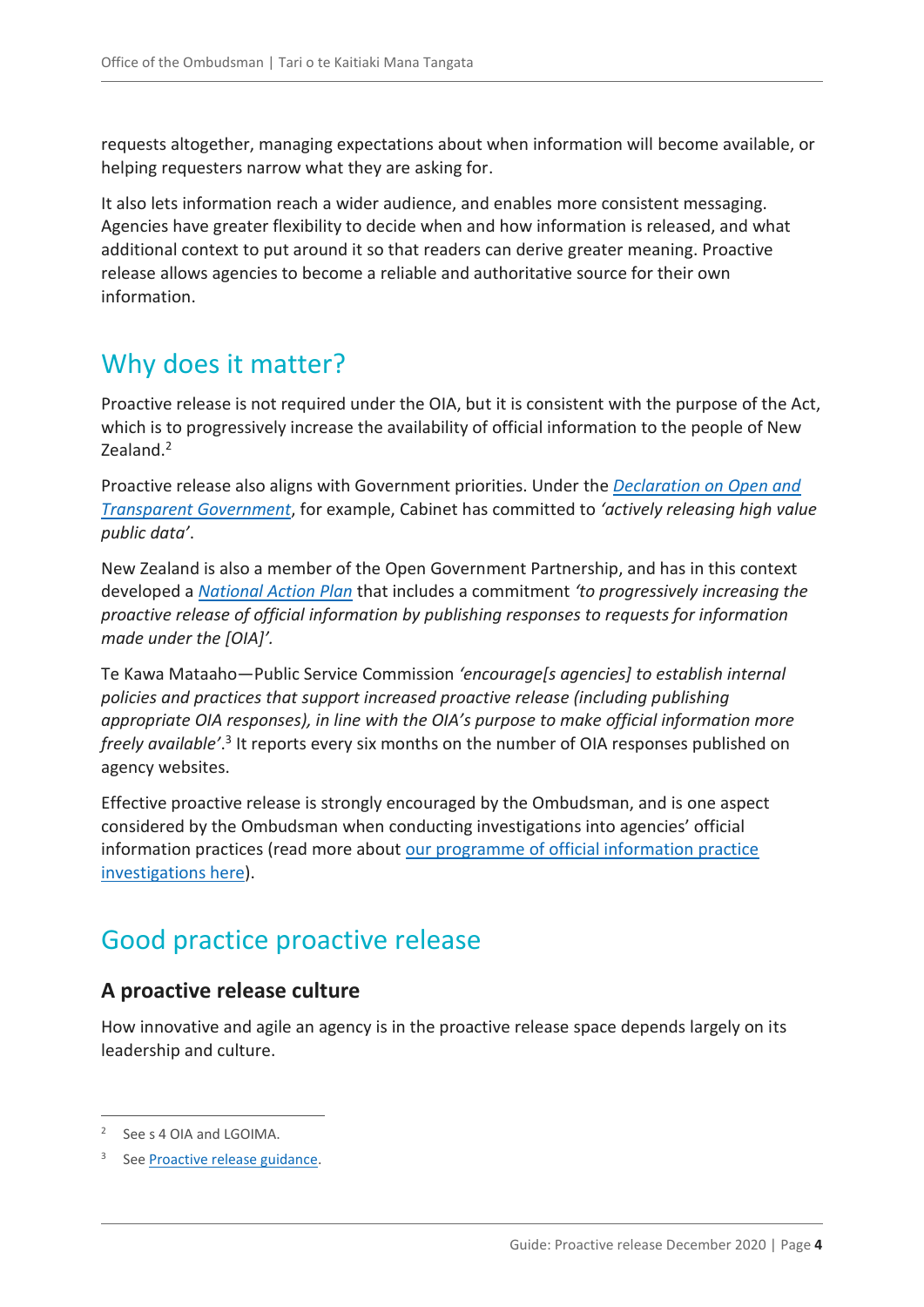requests altogether, managing expectations about when information will become available, or helping requesters narrow what they are asking for.

It also lets information reach a wider audience, and enables more consistent messaging. Agencies have greater flexibility to decide when and how information is released, and what additional context to put around it so that readers can derive greater meaning. Proactive release allows agencies to become a reliable and authoritative source for their own information.

## Why does it matter?

Proactive release is not required under the OIA, but it is consistent with the purpose of the Act, which is to progressively increase the availability of official information to the people of New Zealand.[2]

Proactive release also aligns with Government priorities. Under the *Declaration on Open and Transparent Government*, for example, Cabinet has committed to *'actively releasing high value public data'*.

New Zealand is also a member of the Open Government Partnership, and has in this context developed a *National Action Plan* that includes a commitment *'to progressively increasing the proactive release of official information by publishing responses to requests for information made under the [OIA]'.*

Te Kawa Mataaho—Public Service Commission *'encourage[s agencies] to establish internal policies and practices that support increased proactive release (including publishing appropriate OIA responses), in line with the OIA's purpose to make official information more freely available'*.[3] It reports every six months on the number of OIA responses published on agency websites.

Effective proactive release is strongly encouraged by the Ombudsman, and is one aspect considered by the Ombudsman when conducting investigations into agencies' official information practices (read more about our programme of official information practice investigations here).

## Good practice proactive release

### A proactive release culture

How innovative and agile an agency is in the proactive release space depends largely on its leadership and culture.

---

[2] See s 4 OIA and LGOIMA.

[3] See Proactive release guidance.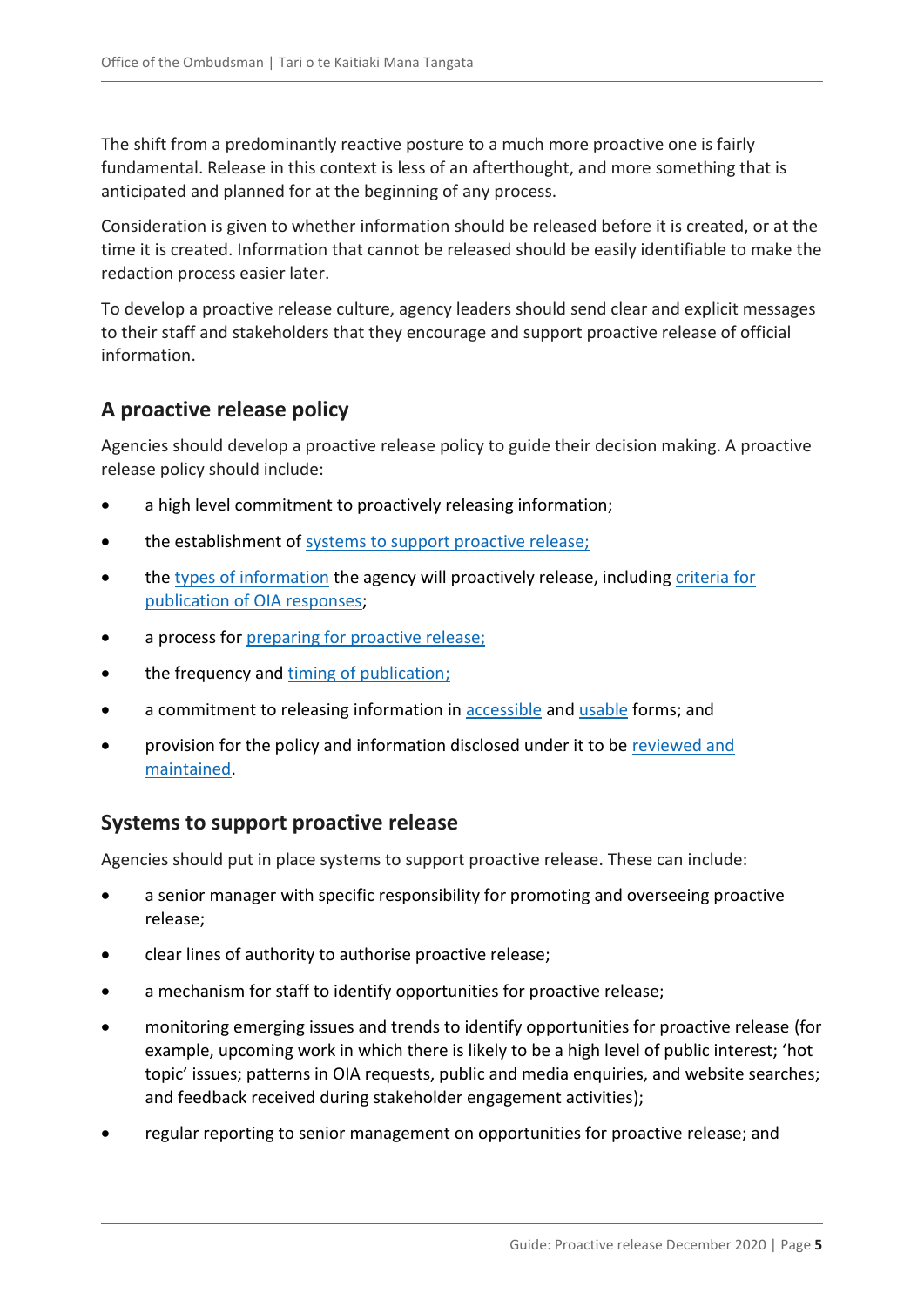The shift from a predominantly reactive posture to a much more proactive one is fairly fundamental. Release in this context is less of an afterthought, and more something that is anticipated and planned for at the beginning of any process.

Consideration is given to whether information should be released before it is created, or at the time it is created. Information that cannot be released should be easily identifiable to make the redaction process easier later.

To develop a proactive release culture, agency leaders should send clear and explicit messages to their staff and stakeholders that they encourage and support proactive release of official information.

## A proactive release policy

Agencies should develop a proactive release policy to guide their decision making. A proactive release policy should include:

- a high level commitment to proactively releasing information;
- the establishment of systems to support proactive release;
- the types of information the agency will proactively release, including criteria for publication of OIA responses;
- a process for preparing for proactive release;
- the frequency and timing of publication;
- a commitment to releasing information in accessible and usable forms; and
- provision for the policy and information disclosed under it to be reviewed and maintained.

## Systems to support proactive release

Agencies should put in place systems to support proactive release. These can include:

- a senior manager with specific responsibility for promoting and overseeing proactive release;
- clear lines of authority to authorise proactive release;
- a mechanism for staff to identify opportunities for proactive release;
- monitoring emerging issues and trends to identify opportunities for proactive release (for example, upcoming work in which there is likely to be a high level of public interest; 'hot topic' issues; patterns in OIA requests, public and media enquiries, and website searches; and feedback received during stakeholder engagement activities);
- regular reporting to senior management on opportunities for proactive release; and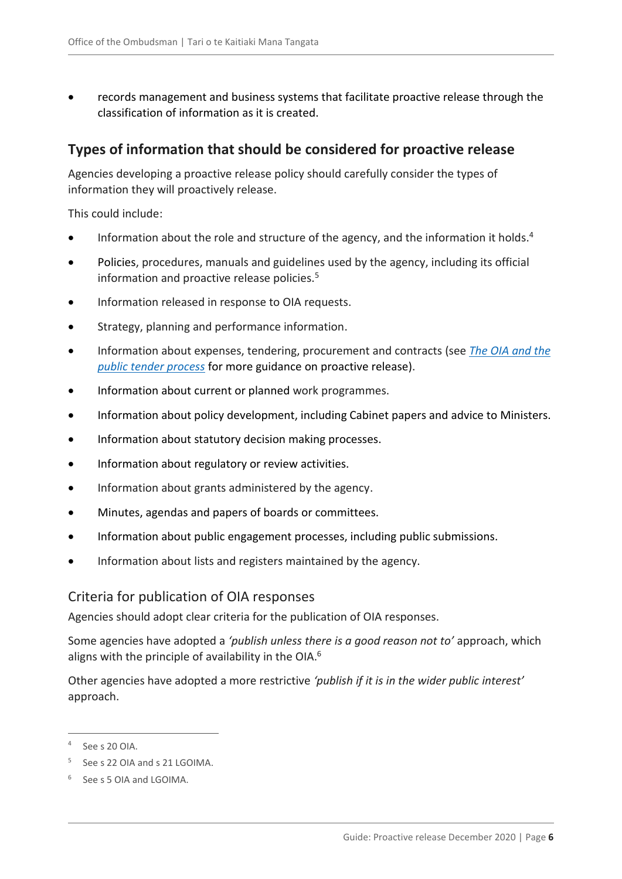- records management and business systems that facilitate proactive release through the classification of information as it is created.

## Types of information that should be considered for proactive release

Agencies developing a proactive release policy should carefully consider the types of information they will proactively release.

This could include:

- Information about the role and structure of the agency, and the information it holds.[4]
- Policies, procedures, manuals and guidelines used by the agency, including its official information and proactive release policies.[5]
- Information released in response to OIA requests.
- Strategy, planning and performance information.
- Information about expenses, tendering, procurement and contracts (see *The OIA and the public tender process* for more guidance on proactive release).
- Information about current or planned work programmes.
- Information about policy development, including Cabinet papers and advice to Ministers.
- Information about statutory decision making processes.
- Information about regulatory or review activities.
- Information about grants administered by the agency.
- Minutes, agendas and papers of boards or committees.
- Information about public engagement processes, including public submissions.
- Information about lists and registers maintained by the agency.

### Criteria for publication of OIA responses

Agencies should adopt clear criteria for the publication of OIA responses.

Some agencies have adopted a *'publish unless there is a good reason not to'* approach, which aligns with the principle of availability in the OIA.[6]

Other agencies have adopted a more restrictive *'publish if it is in the wider public interest'* approach.

---

[4] See s 20 OIA.

[5] See s 22 OIA and s 21 LGOIMA.

[6] See s 5 OIA and LGOIMA.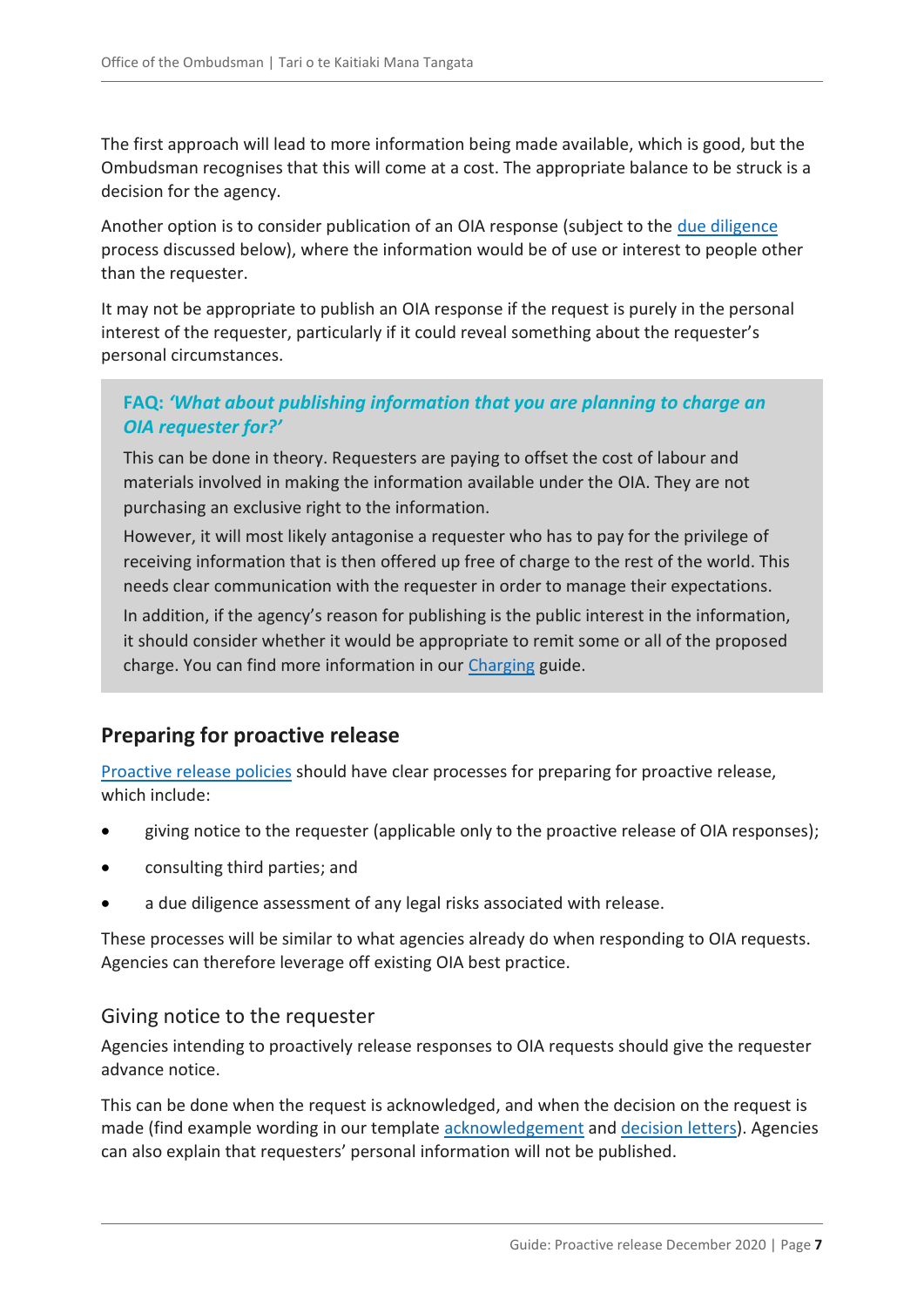The first approach will lead to more information being made available, which is good, but the Ombudsman recognises that this will come at a cost. The appropriate balance to be struck is a decision for the agency.

Another option is to consider publication of an OIA response (subject to the due diligence process discussed below), where the information would be of use or interest to people other than the requester.

It may not be appropriate to publish an OIA response if the request is purely in the personal interest of the requester, particularly if it could reveal something about the requester's personal circumstances.

> **FAQ:** ***'What about publishing information that you are planning to charge an OIA requester for?'***
>
> This can be done in theory. Requesters are paying to offset the cost of labour and materials involved in making the information available under the OIA. They are not purchasing an exclusive right to the information.
>
> However, it will most likely antagonise a requester who has to pay for the privilege of receiving information that is then offered up free of charge to the rest of the world. This needs clear communication with the requester in order to manage their expectations.
>
> In addition, if the agency's reason for publishing is the public interest in the information, it should consider whether it would be appropriate to remit some or all of the proposed charge. You can find more information in our Charging guide.

## Preparing for proactive release

Proactive release policies should have clear processes for preparing for proactive release, which include:

- giving notice to the requester (applicable only to the proactive release of OIA responses);
- consulting third parties; and
- a due diligence assessment of any legal risks associated with release.

These processes will be similar to what agencies already do when responding to OIA requests. Agencies can therefore leverage off existing OIA best practice.

### Giving notice to the requester

Agencies intending to proactively release responses to OIA requests should give the requester advance notice.

This can be done when the request is acknowledged, and when the decision on the request is made (find example wording in our template acknowledgement and decision letters). Agencies can also explain that requesters' personal information will not be published.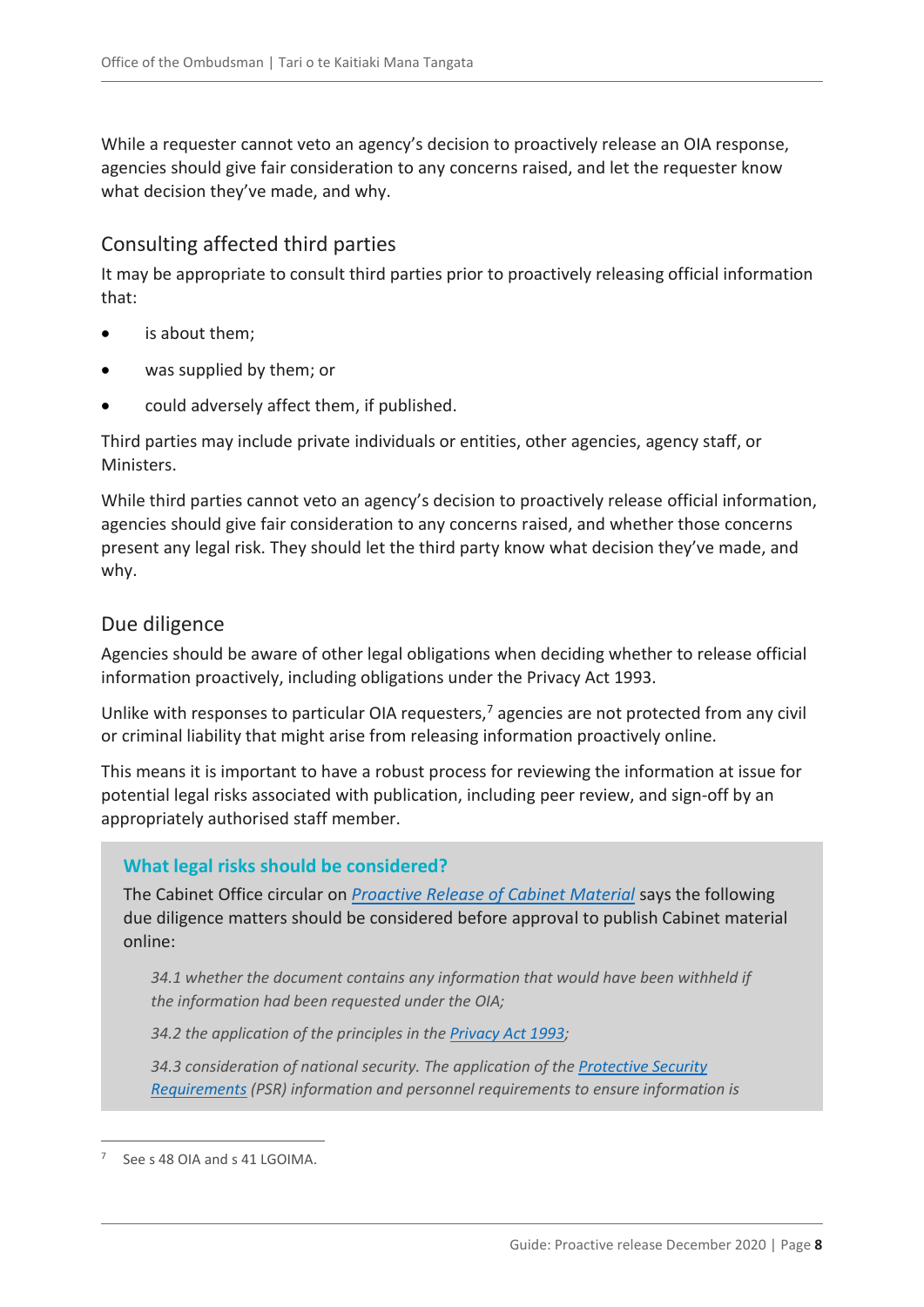While a requester cannot veto an agency's decision to proactively release an OIA response, agencies should give fair consideration to any concerns raised, and let the requester know what decision they've made, and why.

## Consulting affected third parties

It may be appropriate to consult third parties prior to proactively releasing official information that:

- is about them;
- was supplied by them; or
- could adversely affect them, if published.

Third parties may include private individuals or entities, other agencies, agency staff, or Ministers.

While third parties cannot veto an agency's decision to proactively release official information, agencies should give fair consideration to any concerns raised, and whether those concerns present any legal risk. They should let the third party know what decision they've made, and why.

## Due diligence

Agencies should be aware of other legal obligations when deciding whether to release official information proactively, including obligations under the Privacy Act 1993.

Unlike with responses to particular OIA requesters,[7] agencies are not protected from any civil or criminal liability that might arise from releasing information proactively online.

This means it is important to have a robust process for reviewing the information at issue for potential legal risks associated with publication, including peer review, and sign-off by an appropriately authorised staff member.

### What legal risks should be considered?

The Cabinet Office circular on *Proactive Release of Cabinet Material* says the following due diligence matters should be considered before approval to publish Cabinet material online:

> *34.1 whether the document contains any information that would have been withheld if the information had been requested under the OIA;*
>
> *34.2 the application of the principles in the Privacy Act 1993;*
>
> *34.3 consideration of national security. The application of the Protective Security Requirements (PSR) information and personnel requirements to ensure information is*

[7] See s 48 OIA and s 41 LGOIMA.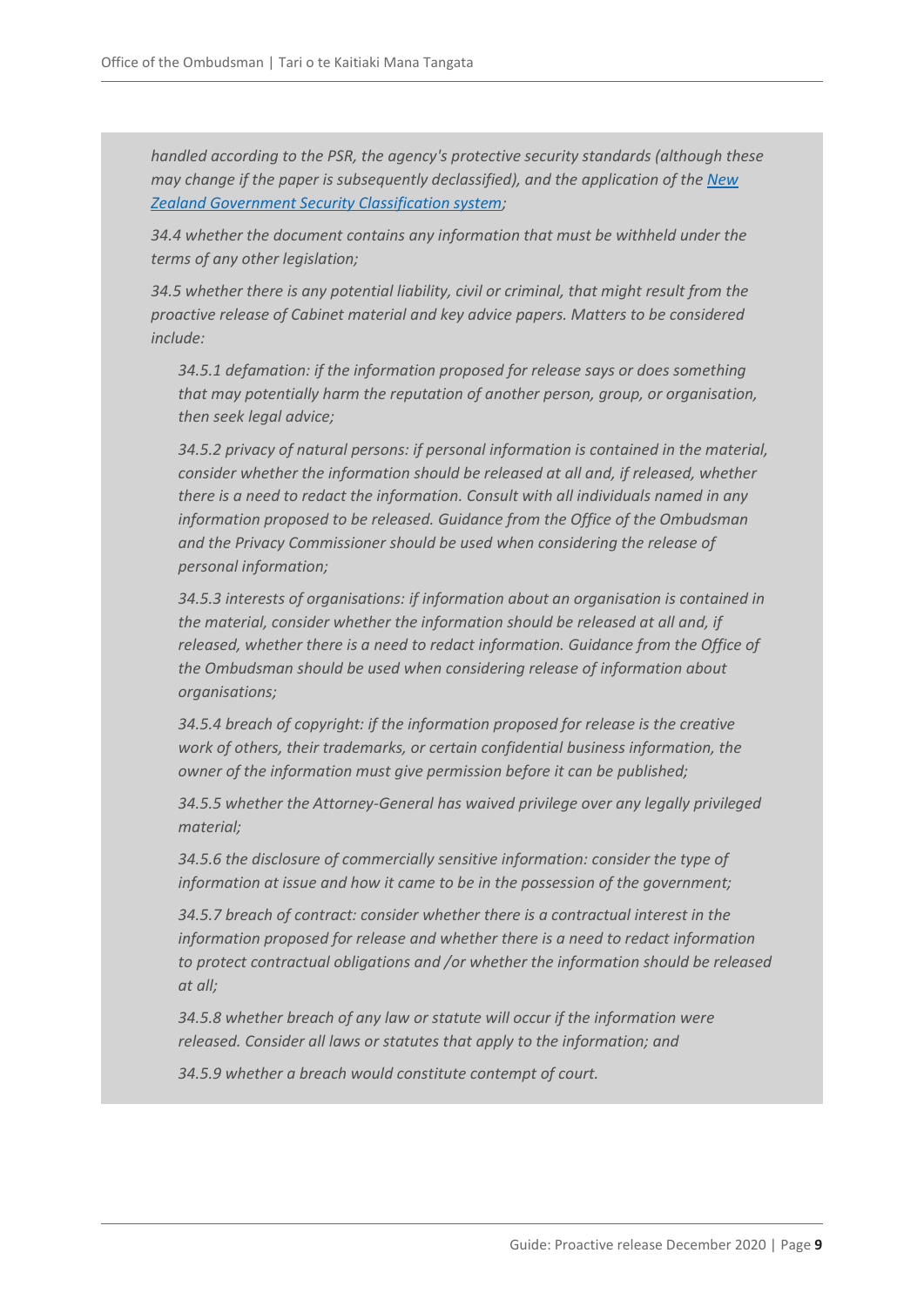*handled according to the PSR, the agency's protective security standards (although these may change if the paper is subsequently declassified), and the application of the [New Zealand Government Security Classification system](#);*

*34.4 whether the document contains any information that must be withheld under the terms of any other legislation;*

*34.5 whether there is any potential liability, civil or criminal, that might result from the proactive release of Cabinet material and key advice papers. Matters to be considered include:*

> *34.5.1 defamation: if the information proposed for release says or does something that may potentially harm the reputation of another person, group, or organisation, then seek legal advice;*
>
> *34.5.2 privacy of natural persons: if personal information is contained in the material, consider whether the information should be released at all and, if released, whether there is a need to redact the information. Consult with all individuals named in any information proposed to be released. Guidance from the Office of the Ombudsman and the Privacy Commissioner should be used when considering the release of personal information;*
>
> *34.5.3 interests of organisations: if information about an organisation is contained in the material, consider whether the information should be released at all and, if released, whether there is a need to redact information. Guidance from the Office of the Ombudsman should be used when considering release of information about organisations;*
>
> *34.5.4 breach of copyright: if the information proposed for release is the creative work of others, their trademarks, or certain confidential business information, the owner of the information must give permission before it can be published;*
>
> *34.5.5 whether the Attorney-General has waived privilege over any legally privileged material;*
>
> *34.5.6 the disclosure of commercially sensitive information: consider the type of information at issue and how it came to be in the possession of the government;*
>
> *34.5.7 breach of contract: consider whether there is a contractual interest in the information proposed for release and whether there is a need to redact information to protect contractual obligations and /or whether the information should be released at all;*
>
> *34.5.8 whether breach of any law or statute will occur if the information were released. Consider all laws or statutes that apply to the information; and*
>
> *34.5.9 whether a breach would constitute contempt of court.*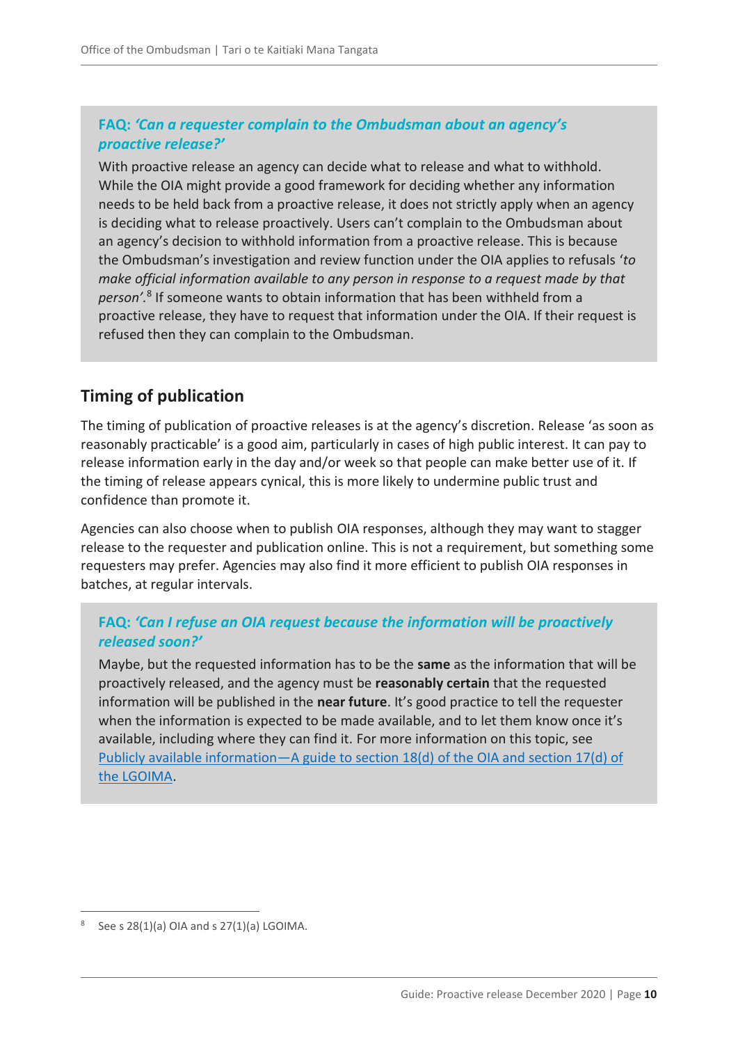**FAQ:** ***'Can a requester complain to the Ombudsman about an agency's proactive release?'***

With proactive release an agency can decide what to release and what to withhold. While the OIA might provide a good framework for deciding whether any information needs to be held back from a proactive release, it does not strictly apply when an agency is deciding what to release proactively. Users can't complain to the Ombudsman about an agency's decision to withhold information from a proactive release. This is because the Ombudsman's investigation and review function under the OIA applies to refusals '*to make official information available to any person in response to a request made by that person*'.[8] If someone wants to obtain information that has been withheld from a proactive release, they have to request that information under the OIA. If their request is refused then they can complain to the Ombudsman.

## Timing of publication

The timing of publication of proactive releases is at the agency's discretion. Release 'as soon as reasonably practicable' is a good aim, particularly in cases of high public interest. It can pay to release information early in the day and/or week so that people can make better use of it. If the timing of release appears cynical, this is more likely to undermine public trust and confidence than promote it.

Agencies can also choose when to publish OIA responses, although they may want to stagger release to the requester and publication online. This is not a requirement, but something some requesters may prefer. Agencies may also find it more efficient to publish OIA responses in batches, at regular intervals.

**FAQ:** ***'Can I refuse an OIA request because the information will be proactively released soon?'***

Maybe, but the requested information has to be the **same** as the information that will be proactively released, and the agency must be **reasonably certain** that the requested information will be published in the **near future**. It's good practice to tell the requester when the information is expected to be made available, and to let them know once it's available, including where they can find it. For more information on this topic, see Publicly available information—A guide to section 18(d) of the OIA and section 17(d) of the LGOIMA.

[8] See s 28(1)(a) OIA and s 27(1)(a) LGOIMA.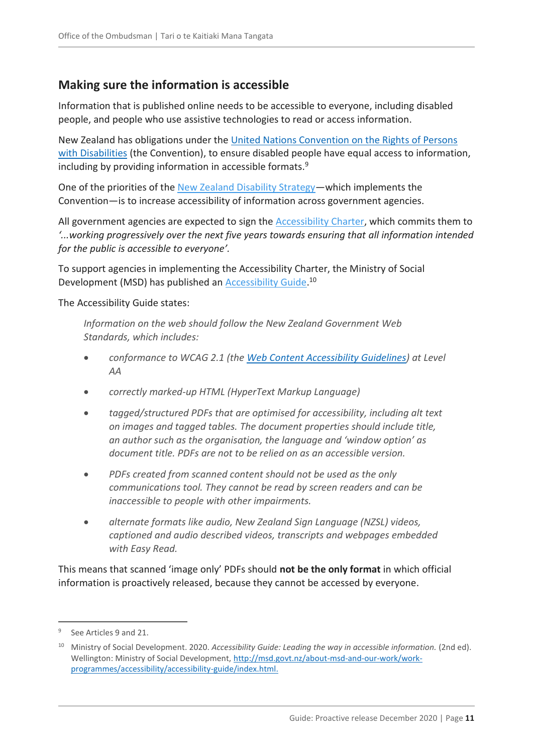## Making sure the information is accessible

Information that is published online needs to be accessible to everyone, including disabled people, and people who use assistive technologies to read or access information.

New Zealand has obligations under the United Nations Convention on the Rights of Persons with Disabilities (the Convention), to ensure disabled people have equal access to information, including by providing information in accessible formats.[9]

One of the priorities of the New Zealand Disability Strategy—which implements the Convention—is to increase accessibility of information across government agencies.

All government agencies are expected to sign the Accessibility Charter, which commits them to *'...working progressively over the next five years towards ensuring that all information intended for the public is accessible to everyone'.*

To support agencies in implementing the Accessibility Charter, the Ministry of Social Development (MSD) has published an Accessibility Guide.[10]

The Accessibility Guide states:

> *Information on the web should follow the New Zealand Government Web Standards, which includes:*
>
> - *conformance to WCAG 2.1 (the Web Content Accessibility Guidelines) at Level AA*
> - *correctly marked-up HTML (HyperText Markup Language)*
> - *tagged/structured PDFs that are optimised for accessibility, including alt text on images and tagged tables. The document properties should include title, an author such as the organisation, the language and 'window option' as document title. PDFs are not to be relied on as an accessible version.*
> - *PDFs created from scanned content should not be used as the only communications tool. They cannot be read by screen readers and can be inaccessible to people with other impairments.*
> - *alternate formats like audio, New Zealand Sign Language (NZSL) videos, captioned and audio described videos, transcripts and webpages embedded with Easy Read.*

This means that scanned 'image only' PDFs should **not be the only format** in which official information is proactively released, because they cannot be accessed by everyone.

---

[9] See Articles 9 and 21.

[10] Ministry of Social Development. 2020. *Accessibility Guide: Leading the way in accessible information.* (2nd ed). Wellington: Ministry of Social Development, http://msd.govt.nz/about-msd-and-our-work/work-programmes/accessibility/accessibility-guide/index.html.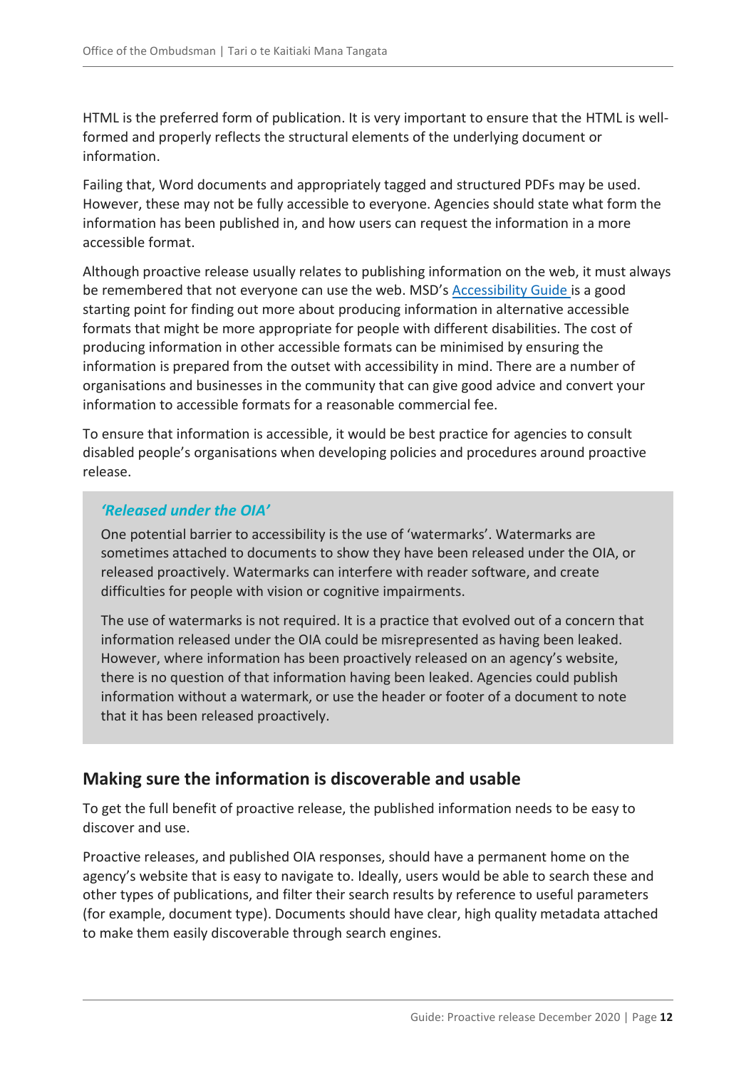HTML is the preferred form of publication. It is very important to ensure that the HTML is well-formed and properly reflects the structural elements of the underlying document or information.

Failing that, Word documents and appropriately tagged and structured PDFs may be used. However, these may not be fully accessible to everyone. Agencies should state what form the information has been published in, and how users can request the information in a more accessible format.

Although proactive release usually relates to publishing information on the web, it must always be remembered that not everyone can use the web. MSD's Accessibility Guide is a good starting point for finding out more about producing information in alternative accessible formats that might be more appropriate for people with different disabilities. The cost of producing information in other accessible formats can be minimised by ensuring the information is prepared from the outset with accessibility in mind. There are a number of organisations and businesses in the community that can give good advice and convert your information to accessible formats for a reasonable commercial fee.

To ensure that information is accessible, it would be best practice for agencies to consult disabled people's organisations when developing policies and procedures around proactive release.

> ***'Released under the OIA'***
>
> One potential barrier to accessibility is the use of 'watermarks'. Watermarks are sometimes attached to documents to show they have been released under the OIA, or released proactively. Watermarks can interfere with reader software, and create difficulties for people with vision or cognitive impairments.
>
> The use of watermarks is not required. It is a practice that evolved out of a concern that information released under the OIA could be misrepresented as having been leaked. However, where information has been proactively released on an agency's website, there is no question of that information having been leaked. Agencies could publish information without a watermark, or use the header or footer of a document to note that it has been released proactively.

## Making sure the information is discoverable and usable

To get the full benefit of proactive release, the published information needs to be easy to discover and use.

Proactive releases, and published OIA responses, should have a permanent home on the agency's website that is easy to navigate to. Ideally, users would be able to search these and other types of publications, and filter their search results by reference to useful parameters (for example, document type). Documents should have clear, high quality metadata attached to make them easily discoverable through search engines.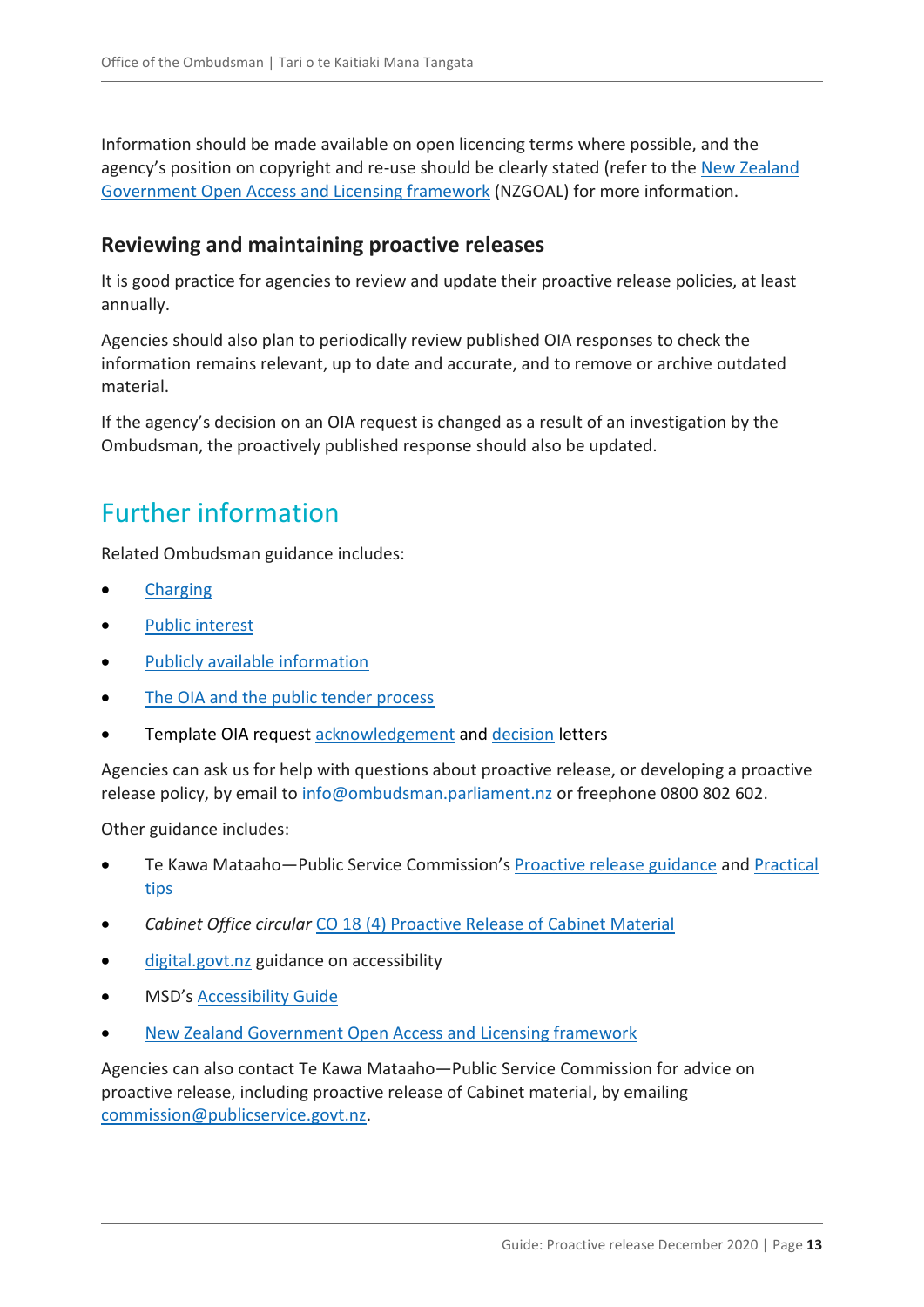Information should be made available on open licencing terms where possible, and the agency's position on copyright and re-use should be clearly stated (refer to the New Zealand Government Open Access and Licensing framework (NZGOAL) for more information.

### Reviewing and maintaining proactive releases

It is good practice for agencies to review and update their proactive release policies, at least annually.

Agencies should also plan to periodically review published OIA responses to check the information remains relevant, up to date and accurate, and to remove or archive outdated material.

If the agency's decision on an OIA request is changed as a result of an investigation by the Ombudsman, the proactively published response should also be updated.

## Further information

Related Ombudsman guidance includes:

- Charging
- Public interest
- Publicly available information
- The OIA and the public tender process
- Template OIA request acknowledgement and decision letters

Agencies can ask us for help with questions about proactive release, or developing a proactive release policy, by email to info@ombudsman.parliament.nz or freephone 0800 802 602.

Other guidance includes:

- Te Kawa Mataaho—Public Service Commission's Proactive release guidance and Practical tips
- *Cabinet Office circular* CO 18 (4) Proactive Release of Cabinet Material
- digital.govt.nz guidance on accessibility
- MSD's Accessibility Guide
- New Zealand Government Open Access and Licensing framework

Agencies can also contact Te Kawa Mataaho—Public Service Commission for advice on proactive release, including proactive release of Cabinet material, by emailing commission@publicservice.govt.nz.